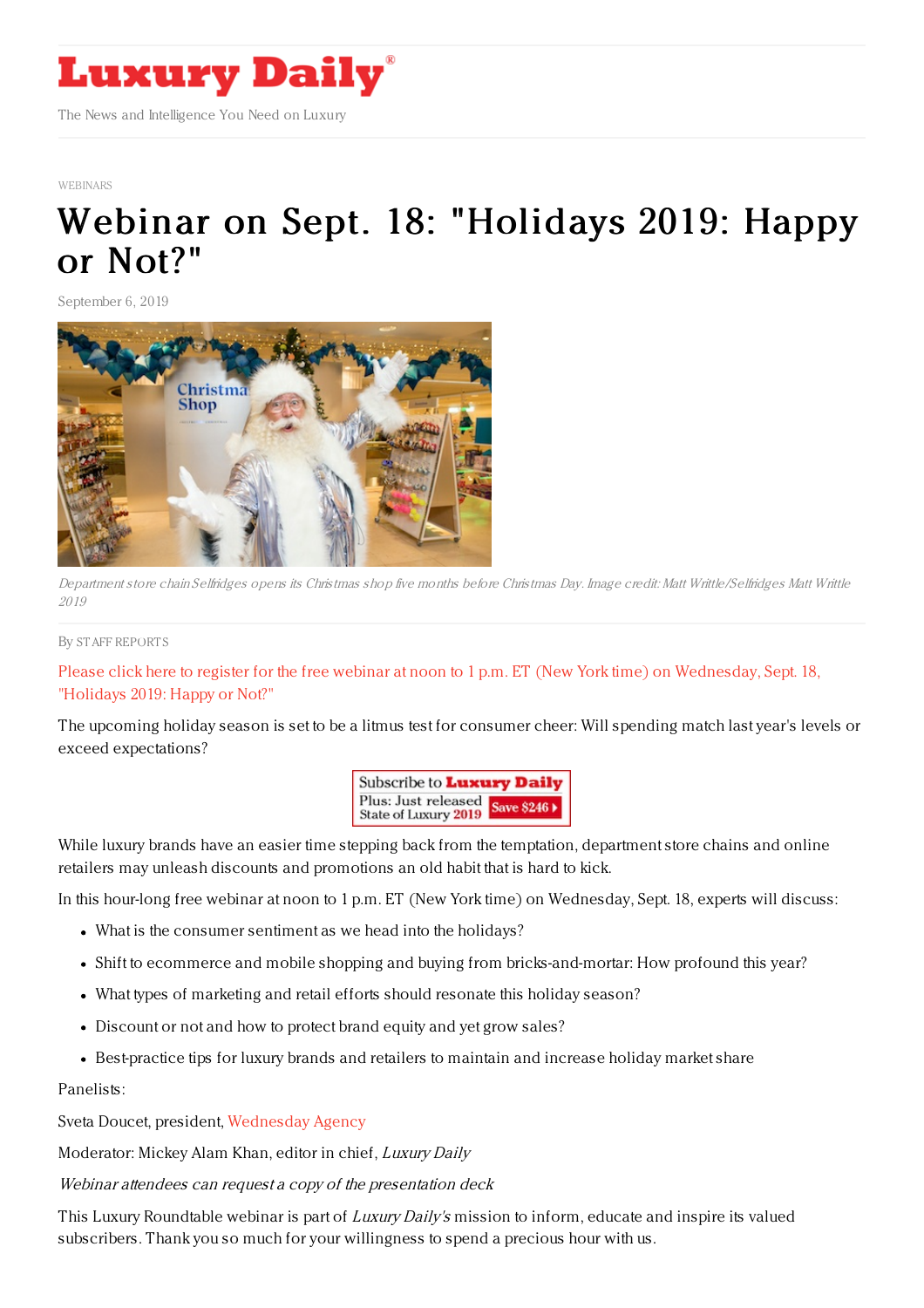# Luxury Daily

The News and Intelligence You Need on Luxury

WEBINARS

# Webinar on Sept. 18: "Holidays 2019: Happy or Not?"

September 6, 2019

*Department store chain Selfridges opens its Christmas shop five months before Christmas Day. Image credit: Matt Writtle/Selfridges Matt Writtle 2019*

By STAFF REPORTS

Please click here to register for the free webinar at noon to 1 p.m. ET (New York time) on Wednesday, Sept. 18, "Holidays 2019: Happy or Not?"

The upcoming holiday season is set to be a litmus test for consumer cheer: Will spending match last year's levels or exceed expectations?

While luxury brands have an easier time stepping back from the temptation, department store chains and online retailers may unleash discounts and promotions an old habit that is hard to kick.

In this hour-long free webinar at noon to 1 p.m. ET (New York time) on Wednesday, Sept. 18, experts will discuss:

- What is the consumer sentiment as we head into the holidays?
- Shift to ecommerce and mobile shopping and buying from bricks-and-mortar: How profound this year?
- What types of marketing and retail efforts should resonate this holiday season?
- Discount or not and how to protect brand equity and yet grow sales?
- Best-practice tips for luxury brands and retailers to maintain and increase holiday market share

Panelists:

Sveta Doucet, president, Wednesday Agency

Moderator: Mickey Alam Khan, editor in chief, *Luxury Daily*

*Webinar attendees can request a copy of the presentation deck*

This Luxury Roundtable webinar is part of *Luxury Daily's* mission to inform, educate and inspire its valued subscribers. Thank you so much for your willingness to spend a precious hour with us.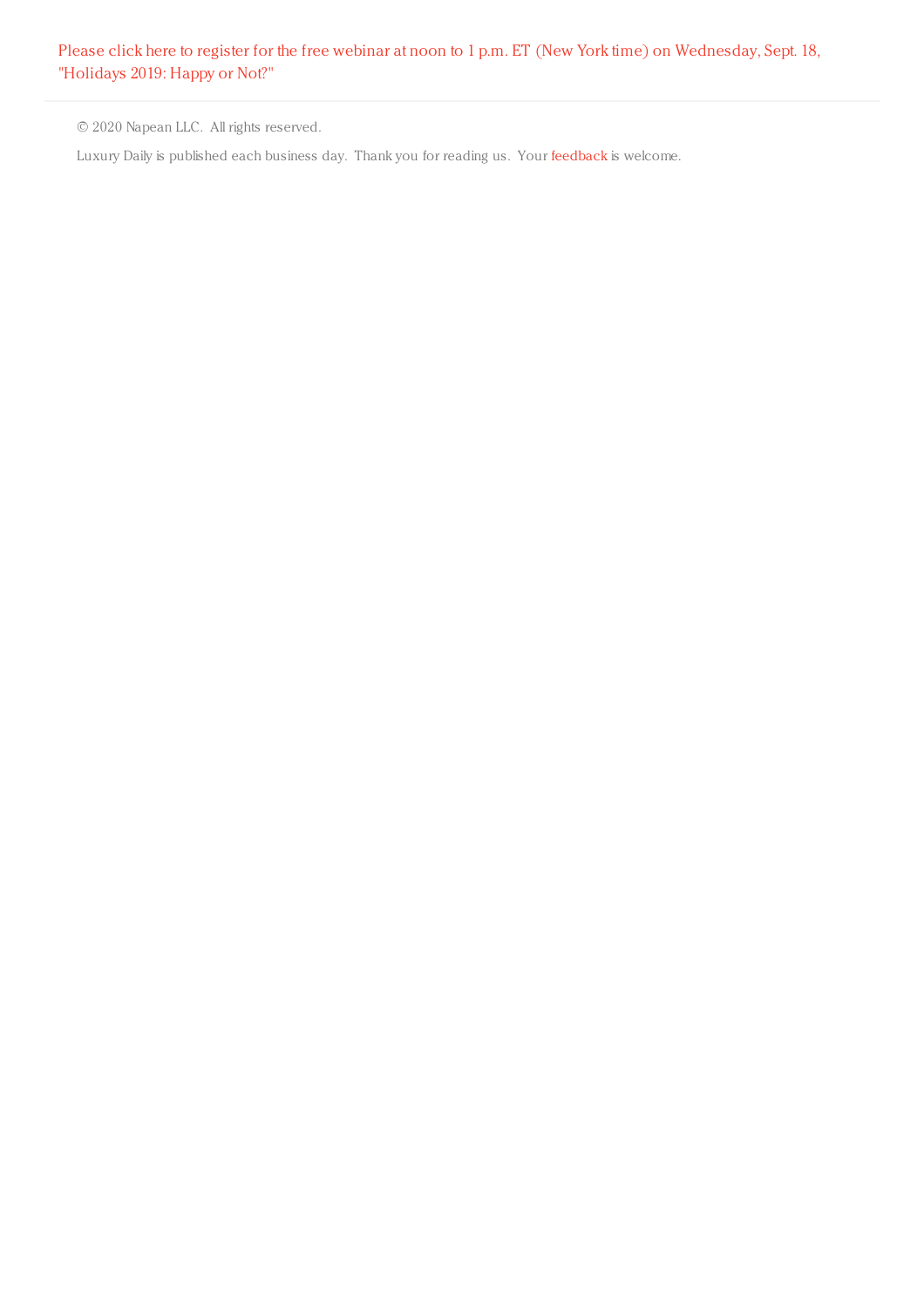Please click here to register for the free webinar at noon to 1 p.m. ET (New York time) on Wednesday, Sept. 18, "Holidays 2019: Happy or Not?"

---

© 2020 Napean LLC. All rights reserved.

Luxury Daily is published each business day. Thank you for reading us. Your feedback is welcome.